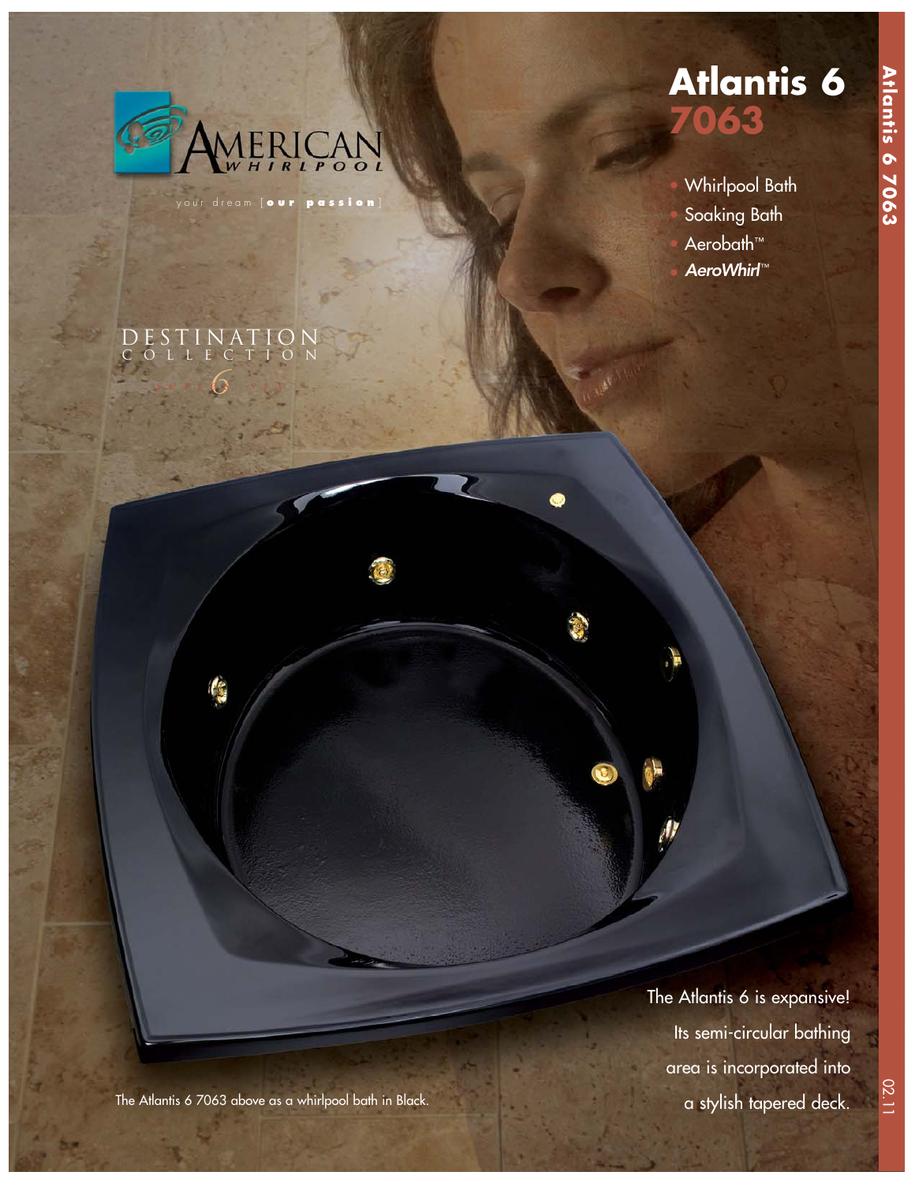# Atlantis 6

## 7063

AMERICAN WHIRLPOOL

your dream [**our passion**]

DESTINATION COLLECTION 6

- Whirlpool Bath
- Soaking Bath
- Aerobath™
- ***AeroWhirl™***

The Atlantis 6 is expansive! Its semi-circular bathing area is incorporated into a stylish tapered deck.

The Atlantis 6 7063 above as a whirlpool bath in Black.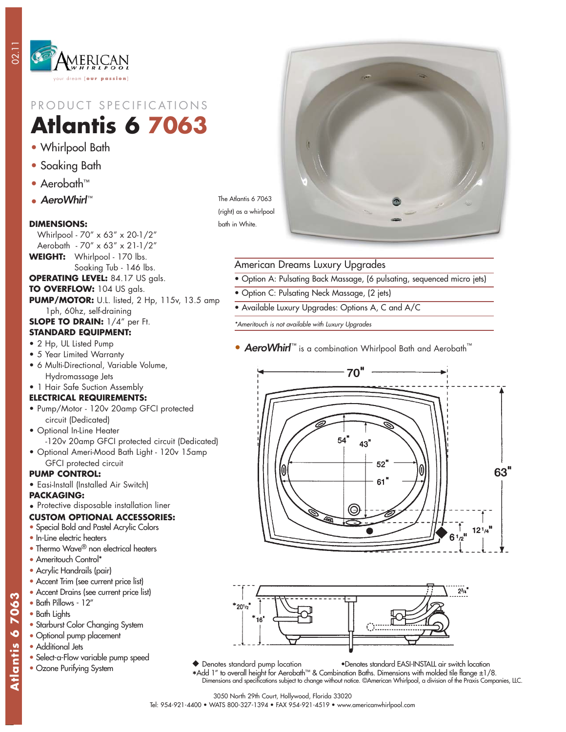# PRODUCT SPECIFICATIONS

# Atlantis 6 7063

- Whirlpool Bath
- Soaking Bath
- Aerobath™
- *AeroWhirl*™

The Atlantis 6 7063 (right) as a whirlpool bath in White.

**DIMENSIONS:**
Whirlpool - 70" x 63" x 20-1/2"
Aerobath - 70" x 63" x 21-1/2"

**WEIGHT:** Whirlpool - 170 lbs.
Soaking Tub - 146 lbs.

**OPERATING LEVEL:** 84.17 US gals.

**TO OVERFLOW:** 104 US gals.

**PUMP/MOTOR:** U.L. listed, 2 Hp, 115v, 13.5 amp 1ph, 60hz, self-draining

**SLOPE TO DRAIN:** 1/4" per Ft.

**STANDARD EQUIPMENT:**
- 2 Hp, UL Listed Pump
- 5 Year Limited Warranty
- 6 Multi-Directional, Variable Volume, Hydromassage Jets
- 1 Hair Safe Suction Assembly

**ELECTRICAL REQUIREMENTS:**
- Pump/Motor - 120v 20amp GFCI protected circuit (Dedicated)
- Optional In-Line Heater -120v 20amp GFCI protected circuit (Dedicated)
- Optional Ameri-Mood Bath Light - 120v 15amp GFCI protected circuit

**PUMP CONTROL:**
- Easi-Install (Installed Air Switch)

**PACKAGING:**
- Protective disposable installation liner

**CUSTOM OPTIONAL ACCESSORIES:**
- Special Bold and Pastel Acrylic Colors
- In-Line electric heaters
- Thermo Wave® non electrical heaters
- Ameritouch Control*
- Acrylic Handrails (pair)
- Accent Trim (see current price list)
- Accent Drains (see current price list)
- Bath Pillows - 12"
- Bath Lights
- Starburst Color Changing System
- Optional pump placement
- Additional Jets
- Select-a-Flow variable pump speed
- Ozone Purifying System

## American Dreams Luxury Upgrades

- Option A: Pulsating Back Massage, (6 pulsating, sequenced micro jets)
- Option C: Pulsating Neck Massage, (2 jets)
- Available Luxury Upgrades: Options A, C and A/C

*\*Ameritouch is not available with Luxury Upgrades*

- *AeroWhirl*™ is a combination Whirlpool Bath and Aerobath™

70"
63"
54"
43"
52"
61"
12 1/4"
6 1/2"

*20 1/2"
*16"
2 3/4"

◆ Denotes standard pump location •Denotes standard EASI-INSTALL air switch location
*Add 1" to overall height for Aerobath™ & Combination Baths. Dimensions with molded tile flange ±1/8.
Dimensions and specifications subject to change without notice. ©American Whirlpool, a division of the Praxis Companies, LLC.

3050 North 29th Court, Hollywood, Florida 33020
Tel: 954-921-4400 • WATS 800-327-1394 • FAX 954-921-4519 • www.americanwhirlpool.com